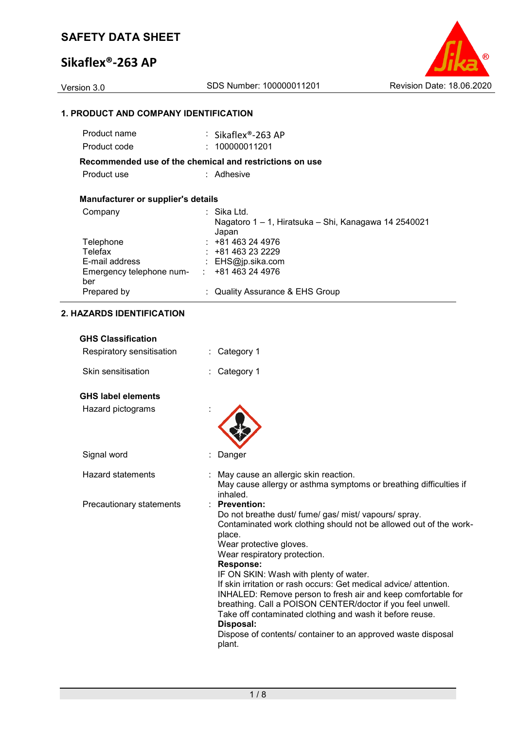# SAFETY DATA SHEET

## Sikaflex®-263 AP

Version 3.0 SDS Number: 100000011201 Revision Date: 18.06.2020

### 1. PRODUCT AND COMPANY IDENTIFICATION

| | |
|---|---|
| Product name | : Sikaflex®-263 AP |
| Product code | : 100000011201 |

**Recommended use of the chemical and restrictions on use**

| | |
|---|---|
| Product use | : Adhesive |

**Manufacturer or supplier's details**

| | |
|---|---|
| Company | : Sika Ltd.<br>Nagatoro 1 – 1, Hiratsuka – Shi, Kanagawa 14 2540021<br>Japan |
| Telephone | : +81 463 24 4976 |
| Telefax | : +81 463 23 2229 |
| E-mail address | : EHS@jp.sika.com |
| Emergency telephone number | : +81 463 24 4976 |
| Prepared by | : Quality Assurance & EHS Group |

### 2. HAZARDS IDENTIFICATION

**GHS Classification**

| | |
|---|---|
| Respiratory sensitisation | : Category 1 |
| Skin sensitisation | : Category 1 |

**GHS label elements**

Hazard pictograms :

Signal word : Danger

Hazard statements : May cause an allergic skin reaction.
May cause allergy or asthma symptoms or breathing difficulties if inhaled.

Precautionary statements :

**Prevention:**
Do not breathe dust/ fume/ gas/ mist/ vapours/ spray.
Contaminated work clothing should not be allowed out of the workplace.
Wear protective gloves.
Wear respiratory protection.

**Response:**
IF ON SKIN: Wash with plenty of water.
If skin irritation or rash occurs: Get medical advice/ attention.
INHALED: Remove person to fresh air and keep comfortable for breathing. Call a POISON CENTER/doctor if you feel unwell.
Take off contaminated clothing and wash it before reuse.

**Disposal:**
Dispose of contents/ container to an approved waste disposal plant.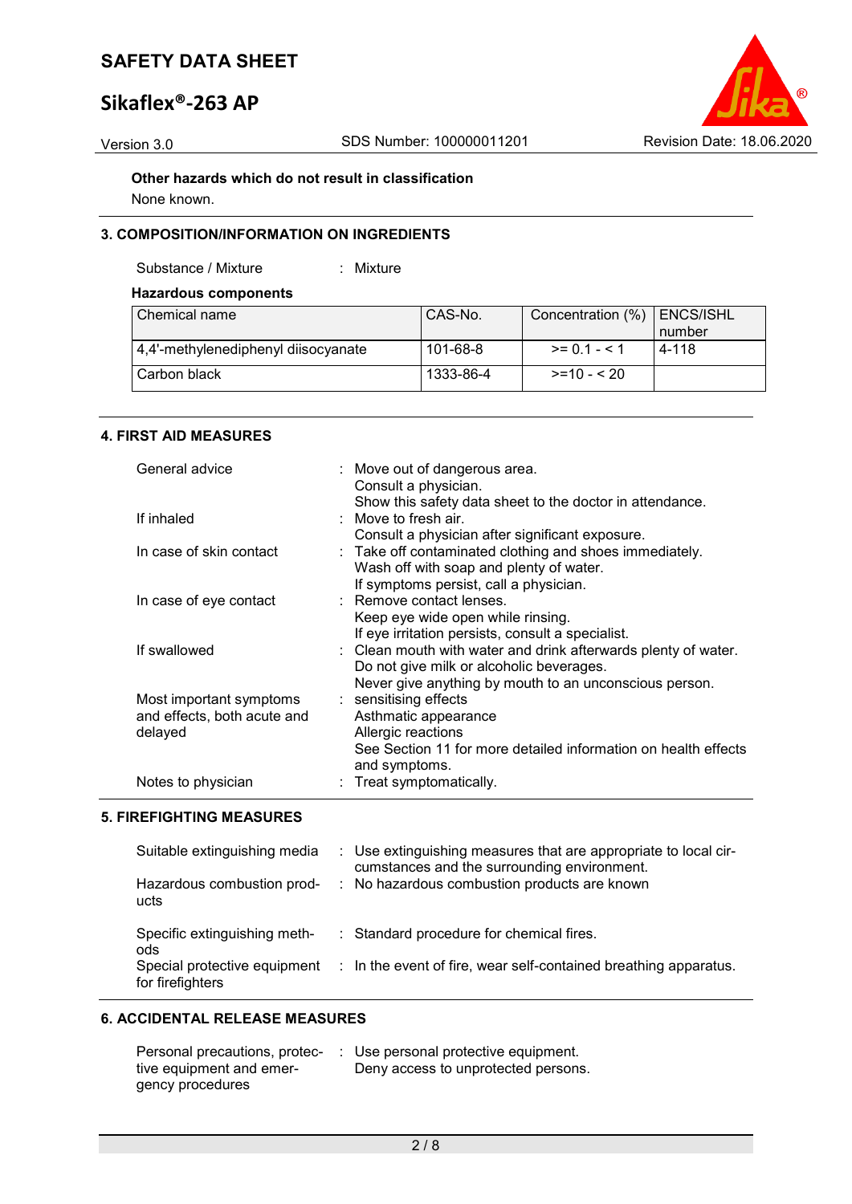**Other hazards which do not result in classification**

None known.

## 3. COMPOSITION/INFORMATION ON INGREDIENTS

Substance / Mixture : Mixture

**Hazardous components**

| Chemical name | CAS-No. | Concentration (%) | ENCS/ISHL number |
|---|---|---|---|
| 4,4'-methylenediphenyl diisocyanate | 101-68-8 | >= 0.1 - < 1 | 4-118 |
| Carbon black | 1333-86-4 | >=10 - < 20 | |

## 4. FIRST AID MEASURES

General advice : Move out of dangerous area.
Consult a physician.
Show this safety data sheet to the doctor in attendance.

If inhaled : Move to fresh air.
Consult a physician after significant exposure.

In case of skin contact : Take off contaminated clothing and shoes immediately.
Wash off with soap and plenty of water.
If symptoms persist, call a physician.

In case of eye contact : Remove contact lenses.
Keep eye wide open while rinsing.
If eye irritation persists, consult a specialist.

If swallowed : Clean mouth with water and drink afterwards plenty of water.
Do not give milk or alcoholic beverages.
Never give anything by mouth to an unconscious person.

Most important symptoms and effects, both acute and delayed : sensitising effects
Asthmatic appearance
Allergic reactions
See Section 11 for more detailed information on health effects and symptoms.

Notes to physician : Treat symptomatically.

## 5. FIREFIGHTING MEASURES

Suitable extinguishing media : Use extinguishing measures that are appropriate to local circumstances and the surrounding environment.

Hazardous combustion products : No hazardous combustion products are known

Specific extinguishing methods : Standard procedure for chemical fires.

Special protective equipment for firefighters : In the event of fire, wear self-contained breathing apparatus.

## 6. ACCIDENTAL RELEASE MEASURES

Personal precautions, protective equipment and emergency procedures : Use personal protective equipment.
Deny access to unprotected persons.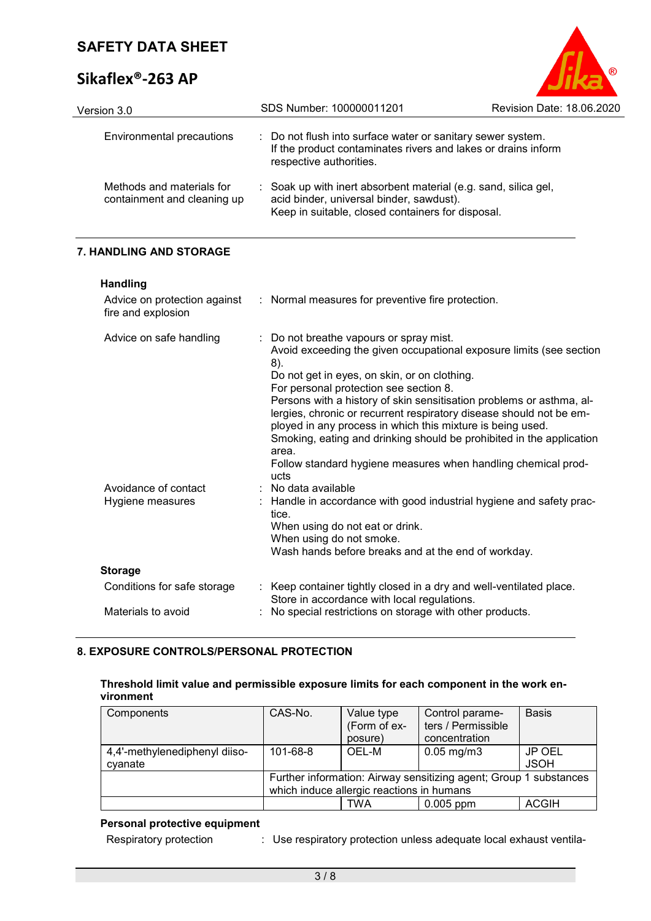| | |
|---|---|
| Environmental precautions | : Do not flush into surface water or sanitary sewer system. If the product contaminates rivers and lakes or drains inform respective authorities. |
| Methods and materials for containment and cleaning up | : Soak up with inert absorbent material (e.g. sand, silica gel, acid binder, universal binder, sawdust). Keep in suitable, closed containers for disposal. |

## 7. HANDLING AND STORAGE

### Handling

| | |
|---|---|
| Advice on protection against fire and explosion | : Normal measures for preventive fire protection. |
| Advice on safe handling | : Do not breathe vapours or spray mist.<br>Avoid exceeding the given occupational exposure limits (see section 8).<br>Do not get in eyes, on skin, or on clothing.<br>For personal protection see section 8.<br>Persons with a history of skin sensitisation problems or asthma, allergies, chronic or recurrent respiratory disease should not be employed in any process in which this mixture is being used.<br>Smoking, eating and drinking should be prohibited in the application area.<br>Follow standard hygiene measures when handling chemical products |
| Avoidance of contact | : No data available |
| Hygiene measures | : Handle in accordance with good industrial hygiene and safety practice.<br>When using do not eat or drink.<br>When using do not smoke.<br>Wash hands before breaks and at the end of workday. |

### Storage

| | |
|---|---|
| Conditions for safe storage | : Keep container tightly closed in a dry and well-ventilated place. Store in accordance with local regulations. |
| Materials to avoid | : No special restrictions on storage with other products. |

## 8. EXPOSURE CONTROLS/PERSONAL PROTECTION

**Threshold limit value and permissible exposure limits for each component in the work environment**

| Components | CAS-No. | Value type (Form of exposure) | Control parameters / Permissible concentration | Basis |
|---|---|---|---|---|
| 4,4'-methylenediphenyl diisocyanate | 101-68-8 | OEL-M | 0.05 mg/m3 | JP OEL JSOH |
| | Further information: Airway sensitizing agent; Group 1 substances which induce allergic reactions in humans | | | |
| | | TWA | 0.005 ppm | ACGIH |

### Personal protective equipment

Respiratory protection : Use respiratory protection unless adequate local exhaust ventila-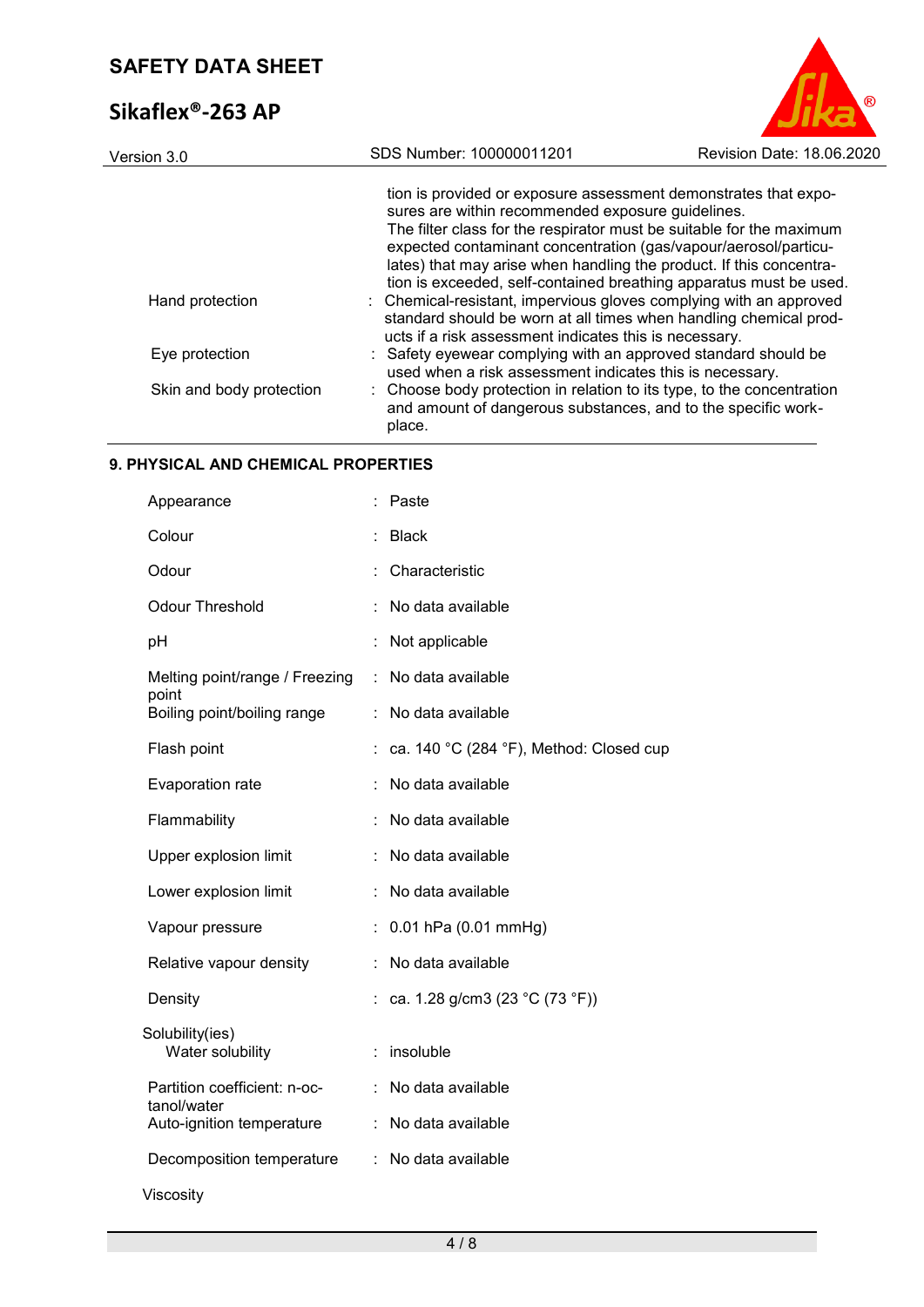| | |
|---|---|
| | tion is provided or exposure assessment demonstrates that exposures are within recommended exposure guidelines. The filter class for the respirator must be suitable for the maximum expected contaminant concentration (gas/vapour/aerosol/particulates) that may arise when handling the product. If this concentration is exceeded, self-contained breathing apparatus must be used. |
| Hand protection | : Chemical-resistant, impervious gloves complying with an approved standard should be worn at all times when handling chemical products if a risk assessment indicates this is necessary. |
| Eye protection | : Safety eyewear complying with an approved standard should be used when a risk assessment indicates this is necessary. |
| Skin and body protection | : Choose body protection in relation to its type, to the concentration and amount of dangerous substances, and to the specific workplace. |

## 9. PHYSICAL AND CHEMICAL PROPERTIES

| | |
|---|---|
| Appearance | : Paste |
| Colour | : Black |
| Odour | : Characteristic |
| Odour Threshold | : No data available |
| pH | : Not applicable |
| Melting point/range / Freezing point | : No data available |
| Boiling point/boiling range | : No data available |
| Flash point | : ca. 140 °C (284 °F), Method: Closed cup |
| Evaporation rate | : No data available |
| Flammability | : No data available |
| Upper explosion limit | : No data available |
| Lower explosion limit | : No data available |
| Vapour pressure | : 0.01 hPa (0.01 mmHg) |
| Relative vapour density | : No data available |
| Density | : ca. 1.28 g/cm3 (23 °C (73 °F)) |
| Solubility(ies) | |
| Water solubility | : insoluble |
| Partition coefficient: n-octanol/water | : No data available |
| Auto-ignition temperature | : No data available |
| Decomposition temperature | : No data available |
| Viscosity | |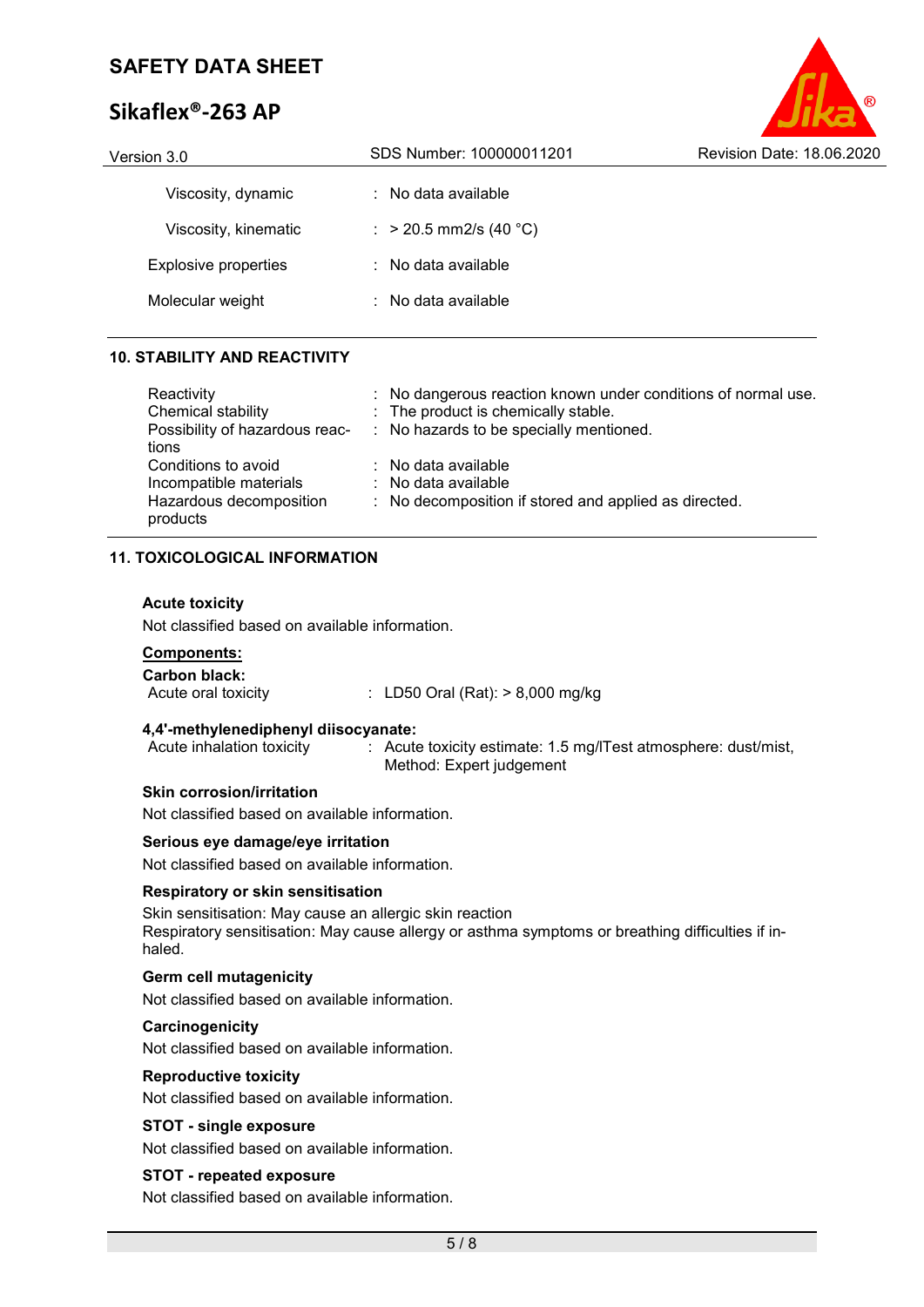| | |
|---|---|
| Viscosity, dynamic | : No data available |
| Viscosity, kinematic | : > 20.5 mm2/s (40 °C) |
| Explosive properties | : No data available |
| Molecular weight | : No data available |

## 10. STABILITY AND REACTIVITY

| | |
|---|---|
| Reactivity | : No dangerous reaction known under conditions of normal use. |
| Chemical stability | : The product is chemically stable. |
| Possibility of hazardous reactions | : No hazards to be specially mentioned. |
| Conditions to avoid | : No data available |
| Incompatible materials | : No data available |
| Hazardous decomposition products | : No decomposition if stored and applied as directed. |

## 11. TOXICOLOGICAL INFORMATION

### Acute toxicity

Not classified based on available information.

**Components:**

**Carbon black:**

| | |
|---|---|
| Acute oral toxicity | : LD50 Oral (Rat): > 8,000 mg/kg |

**4,4'-methylenediphenyl diisocyanate:**

| | |
|---|---|
| Acute inhalation toxicity | : Acute toxicity estimate: 1.5 mg/lTest atmosphere: dust/mist, Method: Expert judgement |

### Skin corrosion/irritation

Not classified based on available information.

### Serious eye damage/eye irritation

Not classified based on available information.

### Respiratory or skin sensitisation

Skin sensitisation: May cause an allergic skin reaction
Respiratory sensitisation: May cause allergy or asthma symptoms or breathing difficulties if inhaled.

### Germ cell mutagenicity

Not classified based on available information.

### Carcinogenicity

Not classified based on available information.

### Reproductive toxicity

Not classified based on available information.

### STOT - single exposure

Not classified based on available information.

### STOT - repeated exposure

Not classified based on available information.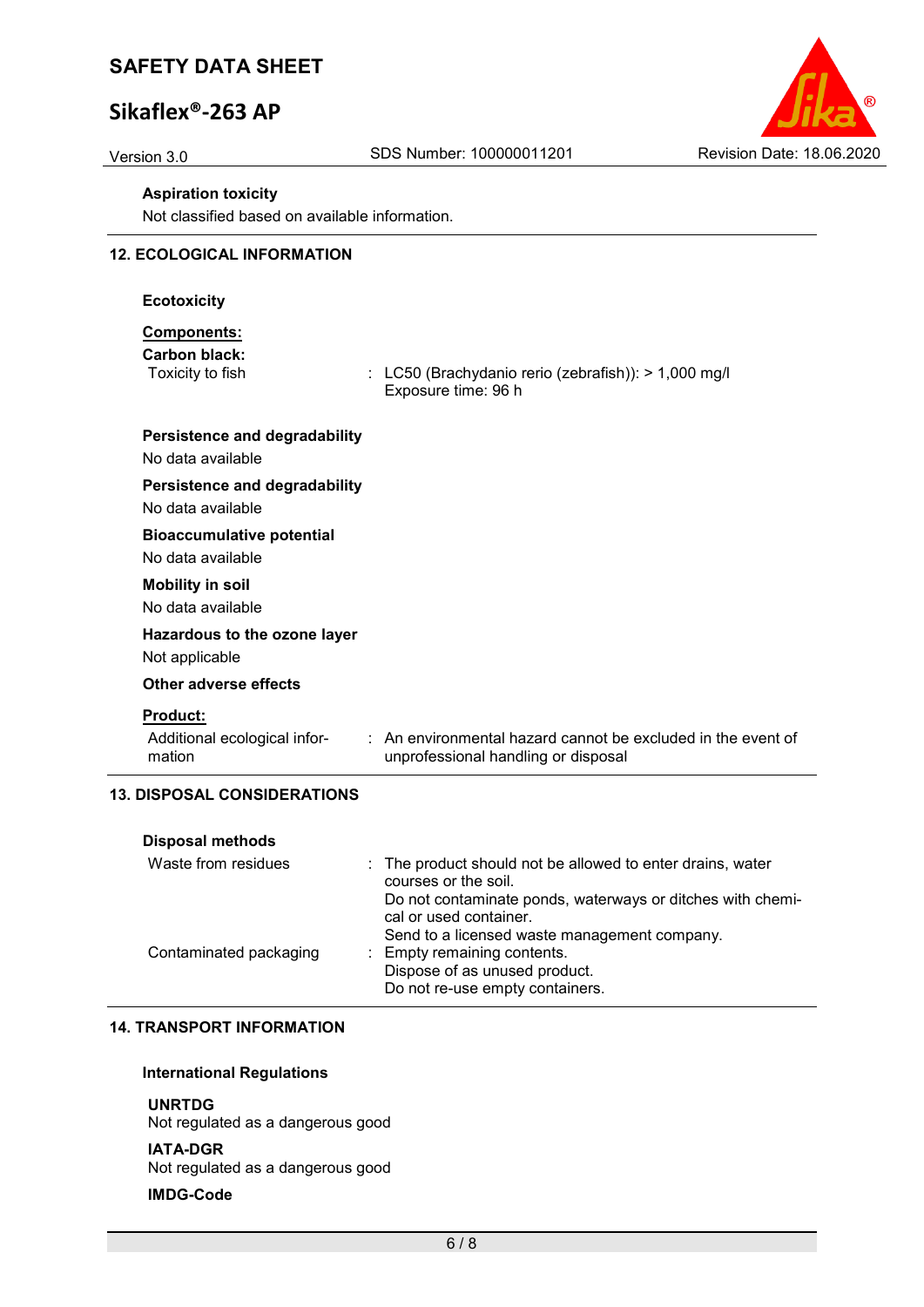**Aspiration toxicity**

Not classified based on available information.

## 12. ECOLOGICAL INFORMATION

**Ecotoxicity**

**Components:**

**Carbon black:**

Toxicity to fish : LC50 (Brachydanio rerio (zebrafish)): > 1,000 mg/l
Exposure time: 96 h

**Persistence and degradability**

No data available

**Persistence and degradability**

No data available

**Bioaccumulative potential**

No data available

**Mobility in soil**

No data available

**Hazardous to the ozone layer**

Not applicable

**Other adverse effects**

**Product:**

Additional ecological information : An environmental hazard cannot be excluded in the event of unprofessional handling or disposal

## 13. DISPOSAL CONSIDERATIONS

**Disposal methods**

Waste from residues : The product should not be allowed to enter drains, water courses or the soil.
Do not contaminate ponds, waterways or ditches with chemical or used container.
Send to a licensed waste management company.

Contaminated packaging : Empty remaining contents.
Dispose of as unused product.
Do not re-use empty containers.

## 14. TRANSPORT INFORMATION

**International Regulations**

**UNRTDG**

Not regulated as a dangerous good

**IATA-DGR**

Not regulated as a dangerous good

**IMDG-Code**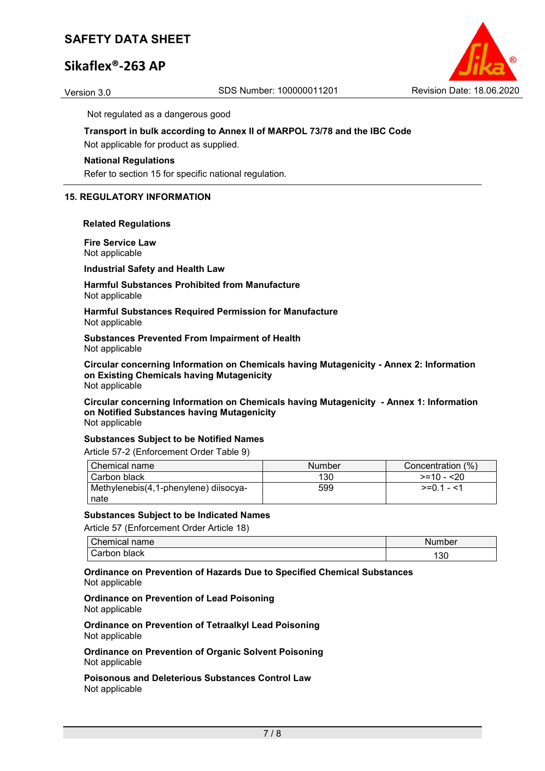Not regulated as a dangerous good

**Transport in bulk according to Annex II of MARPOL 73/78 and the IBC Code**

Not applicable for product as supplied.

**National Regulations**

Refer to section 15 for specific national regulation.

## 15. REGULATORY INFORMATION

**Related Regulations**

**Fire Service Law**
Not applicable

**Industrial Safety and Health Law**

**Harmful Substances Prohibited from Manufacture**
Not applicable

**Harmful Substances Required Permission for Manufacture**
Not applicable

**Substances Prevented From Impairment of Health**
Not applicable

**Circular concerning Information on Chemicals having Mutagenicity - Annex 2: Information on Existing Chemicals having Mutagenicity**
Not applicable

**Circular concerning Information on Chemicals having Mutagenicity - Annex 1: Information on Notified Substances having Mutagenicity**
Not applicable

**Substances Subject to be Notified Names**

Article 57-2 (Enforcement Order Table 9)

| Chemical name | Number | Concentration (%) |
|---|---|---|
| Carbon black | 130 | >=10 - <20 |
| Methylenebis(4,1-phenylene) diisocyanate | 599 | >=0.1 - <1 |

**Substances Subject to be Indicated Names**

Article 57 (Enforcement Order Article 18)

| Chemical name | Number |
|---|---|
| Carbon black | 130 |

**Ordinance on Prevention of Hazards Due to Specified Chemical Substances**
Not applicable

**Ordinance on Prevention of Lead Poisoning**
Not applicable

**Ordinance on Prevention of Tetraalkyl Lead Poisoning**
Not applicable

**Ordinance on Prevention of Organic Solvent Poisoning**
Not applicable

**Poisonous and Deleterious Substances Control Law**
Not applicable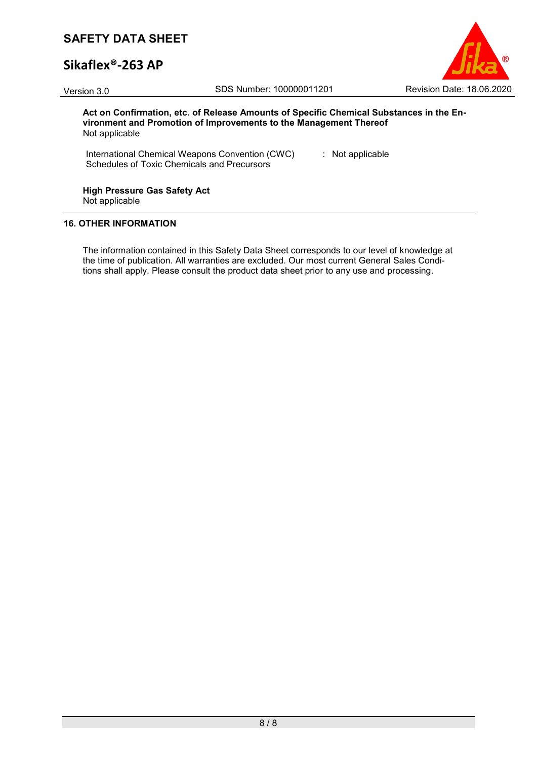**Act on Confirmation, etc. of Release Amounts of Specific Chemical Substances in the Environment and Promotion of Improvements to the Management Thereof**
Not applicable

| | |
|---|---|
| International Chemical Weapons Convention (CWC) Schedules of Toxic Chemicals and Precursors | : Not applicable |

**High Pressure Gas Safety Act**
Not applicable

## 16. OTHER INFORMATION

The information contained in this Safety Data Sheet corresponds to our level of knowledge at the time of publication. All warranties are excluded. Our most current General Sales Conditions shall apply. Please consult the product data sheet prior to any use and processing.